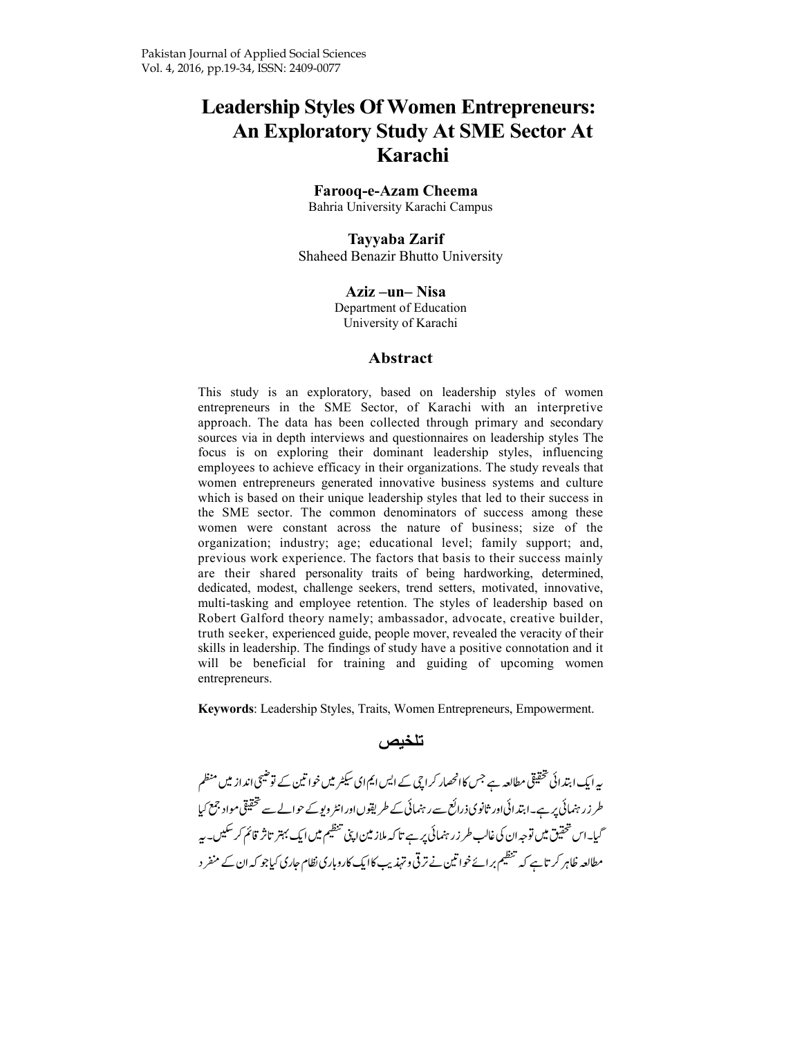# Leadership Styles Of Women Entrepreneurs: An Exploratory Study At SME Sector At Karachi

**Farooq-e-Azam Cheema**
Bahria University Karachi Campus

**Tayyaba Zarif**
Shaheed Benazir Bhutto University

**Aziz –un– Nisa**
Department of Education
University of Karachi

## Abstract

This study is an exploratory, based on leadership styles of women entrepreneurs in the SME Sector, of Karachi with an interpretive approach. The data has been collected through primary and secondary sources via in depth interviews and questionnaires on leadership styles The focus is on exploring their dominant leadership styles, influencing employees to achieve efficacy in their organizations. The study reveals that women entrepreneurs generated innovative business systems and culture which is based on their unique leadership styles that led to their success in the SME sector. The common denominators of success among these women were constant across the nature of business; size of the organization; industry; age; educational level; family support; and, previous work experience. The factors that basis to their success mainly are their shared personality traits of being hardworking, determined, dedicated, modest, challenge seekers, trend setters, motivated, innovative, multi-tasking and employee retention. The styles of leadership based on Robert Galford theory namely; ambassador, advocate, creative builder, truth seeker, experienced guide, people mover, revealed the veracity of their skills in leadership. The findings of study have a positive connotation and it will be beneficial for training and guiding of upcoming women entrepreneurs.

**Keywords**: Leadership Styles, Traits, Women Entrepreneurs, Empowerment.

## تلخیص

یہ ایک ابتدائی تحقیقی مطالعہ ہے جس کا انحصار کراچی کے ایس ایم ای سیکٹر میں خواتین کے توضیحی انداز میں منظم طرز رہنمائی پر ہے۔ ابتدائی اور ثانوی ذرائع سے رہنمائی کے طریقوں اور انٹرویو کے حوالے سے تحقیقی مواد جمع کیا گیا۔ اس تحقیق میں توجہ ان کی غالب طرز رہنمائی پر ہے تاکہ ملازمین اپنی تنظیم میں ایک بہتر تاثر قائم کر سکیں۔ یہ مطالعہ ظاہر کرتا ہے کہ تنظیم برائے خواتین نے ترقی و تہذیب کا ایک کاروباری نظام جاری کیا جو کہ ان کے منفرد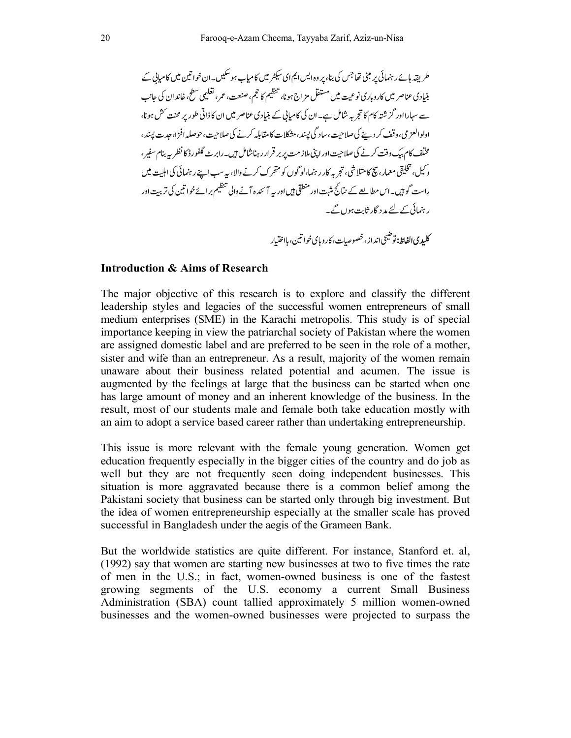طریقہ ہائے رہنمائی پر مبنی تھا جس کی بناء پر وہ ایس ایم ای سیکٹر میں کامیاب ہو سکیں۔ ان خواتین میں کامیابی کے بنیادی عناصر میں کاروباری نوعیت میں مستقل مزاج ہونا، تنظیم کا حجم، صنعت، عمر، تعلیمی سطح، خاندان کی جانب سے سہارا اور گزشتہ کام کا تجربہ شامل ہے۔ ان کی کامیابی کے بنیادی عناصر میں ان کا ذاتی طور پر محنت کش ہونا، اولوالعزمی، وقف کر دینے کی صلاحیت، سادگی پسند، مشکلات کا مقابلہ کرنے کی صلاحیت، حوصلہ افزا، جدت پسند، مختلف کام بیک وقت کرنے کی صلاحیت اور اپنی ملازمت پر برقرار رہنا شامل ہیں۔ رابرٹ گلفورڈ کا نظریہ بنام سفیر، وکیل، تخلیقی معمار، سچ کا متلاشی، تجربہ کار رہنما، لوگوں کو متحرک کرنے والا، یہ سب اپنے رہنمائی کی اہلیت میں راست گو ہیں۔ اس مطالعے کے نتائج مثبت اور منطقی ہیں اور یہ آئندہ آنے والی تنظیم برائے خواتین کی تربیت اور رہنمائی کے لئے مددگار ثابت ہوں گے۔

**کلیدی الفاظ:** توضیحی انداز، خصوصیات، کاروباری خواتین، بااختیار

## Introduction & Aims of Research

The major objective of this research is to explore and classify the different leadership styles and legacies of the successful women entrepreneurs of small medium enterprises (SME) in the Karachi metropolis. This study is of special importance keeping in view the patriarchal society of Pakistan where the women are assigned domestic label and are preferred to be seen in the role of a mother, sister and wife than an entrepreneur. As a result, majority of the women remain unaware about their business related potential and acumen. The issue is augmented by the feelings at large that the business can be started when one has large amount of money and an inherent knowledge of the business. In the result, most of our students male and female both take education mostly with an aim to adopt a service based career rather than undertaking entrepreneurship.

This issue is more relevant with the female young generation. Women get education frequently especially in the bigger cities of the country and do job as well but they are not frequently seen doing independent businesses. This situation is more aggravated because there is a common belief among the Pakistani society that business can be started only through big investment. But the idea of women entrepreneurship especially at the smaller scale has proved successful in Bangladesh under the aegis of the Grameen Bank.

But the worldwide statistics are quite different. For instance, Stanford et. al, (1992) say that women are starting new businesses at two to five times the rate of men in the U.S.; in fact, women-owned business is one of the fastest growing segments of the U.S. economy a current Small Business Administration (SBA) count tallied approximately 5 million women-owned businesses and the women-owned businesses were projected to surpass the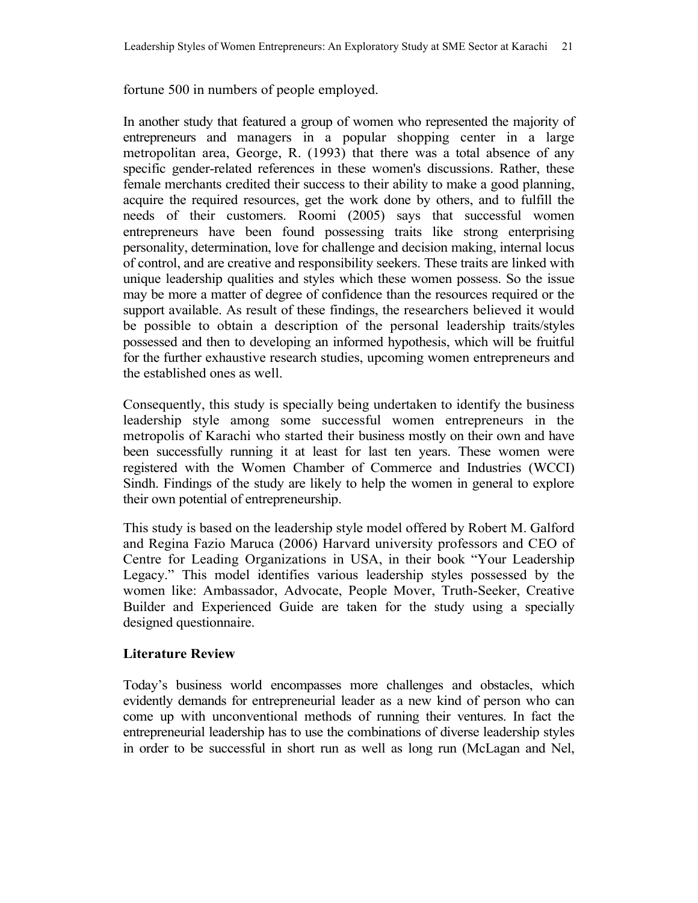fortune 500 in numbers of people employed.

In another study that featured a group of women who represented the majority of entrepreneurs and managers in a popular shopping center in a large metropolitan area, George, R. (1993) that there was a total absence of any specific gender-related references in these women's discussions. Rather, these female merchants credited their success to their ability to make a good planning, acquire the required resources, get the work done by others, and to fulfill the needs of their customers. Roomi (2005) says that successful women entrepreneurs have been found possessing traits like strong enterprising personality, determination, love for challenge and decision making, internal locus of control, and are creative and responsibility seekers. These traits are linked with unique leadership qualities and styles which these women possess. So the issue may be more a matter of degree of confidence than the resources required or the support available. As result of these findings, the researchers believed it would be possible to obtain a description of the personal leadership traits/styles possessed and then to developing an informed hypothesis, which will be fruitful for the further exhaustive research studies, upcoming women entrepreneurs and the established ones as well.

Consequently, this study is specially being undertaken to identify the business leadership style among some successful women entrepreneurs in the metropolis of Karachi who started their business mostly on their own and have been successfully running it at least for last ten years. These women were registered with the Women Chamber of Commerce and Industries (WCCI) Sindh. Findings of the study are likely to help the women in general to explore their own potential of entrepreneurship.

This study is based on the leadership style model offered by Robert M. Galford and Regina Fazio Maruca (2006) Harvard university professors and CEO of Centre for Leading Organizations in USA, in their book "Your Leadership Legacy." This model identifies various leadership styles possessed by the women like: Ambassador, Advocate, People Mover, Truth-Seeker, Creative Builder and Experienced Guide are taken for the study using a specially designed questionnaire.

## Literature Review

Today's business world encompasses more challenges and obstacles, which evidently demands for entrepreneurial leader as a new kind of person who can come up with unconventional methods of running their ventures. In fact the entrepreneurial leadership has to use the combinations of diverse leadership styles in order to be successful in short run as well as long run (McLagan and Nel,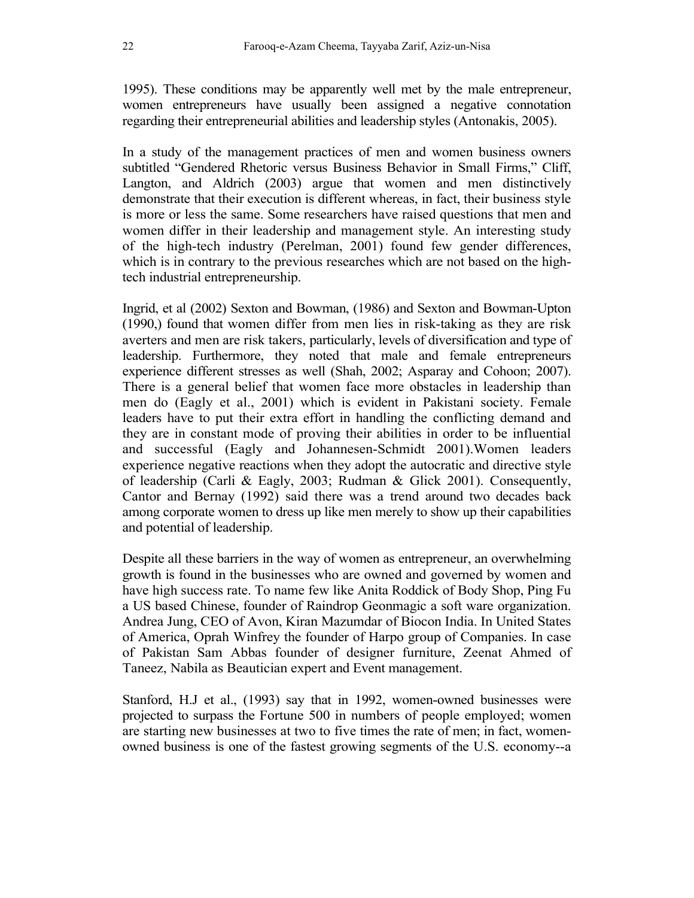1995). These conditions may be apparently well met by the male entrepreneur, women entrepreneurs have usually been assigned a negative connotation regarding their entrepreneurial abilities and leadership styles (Antonakis, 2005).

In a study of the management practices of men and women business owners subtitled "Gendered Rhetoric versus Business Behavior in Small Firms," Cliff, Langton, and Aldrich (2003) argue that women and men distinctively demonstrate that their execution is different whereas, in fact, their business style is more or less the same. Some researchers have raised questions that men and women differ in their leadership and management style. An interesting study of the high-tech industry (Perelman, 2001) found few gender differences, which is in contrary to the previous researches which are not based on the high-tech industrial entrepreneurship.

Ingrid, et al (2002) Sexton and Bowman, (1986) and Sexton and Bowman-Upton (1990,) found that women differ from men lies in risk-taking as they are risk averters and men are risk takers, particularly, levels of diversification and type of leadership. Furthermore, they noted that male and female entrepreneurs experience different stresses as well (Shah, 2002; Asparay and Cohoon; 2007). There is a general belief that women face more obstacles in leadership than men do (Eagly et al., 2001) which is evident in Pakistani society. Female leaders have to put their extra effort in handling the conflicting demand and they are in constant mode of proving their abilities in order to be influential and successful (Eagly and Johannesen-Schmidt 2001).Women leaders experience negative reactions when they adopt the autocratic and directive style of leadership (Carli & Eagly, 2003; Rudman & Glick 2001). Consequently, Cantor and Bernay (1992) said there was a trend around two decades back among corporate women to dress up like men merely to show up their capabilities and potential of leadership.

Despite all these barriers in the way of women as entrepreneur, an overwhelming growth is found in the businesses who are owned and governed by women and have high success rate. To name few like Anita Roddick of Body Shop, Ping Fu a US based Chinese, founder of Raindrop Geonmagic a soft ware organization. Andrea Jung, CEO of Avon, Kiran Mazumdar of Biocon India. In United States of America, Oprah Winfrey the founder of Harpo group of Companies. In case of Pakistan Sam Abbas founder of designer furniture, Zeenat Ahmed of Taneez, Nabila as Beautician expert and Event management.

Stanford, H.J et al., (1993) say that in 1992, women-owned businesses were projected to surpass the Fortune 500 in numbers of people employed; women are starting new businesses at two to five times the rate of men; in fact, women-owned business is one of the fastest growing segments of the U.S. economy--a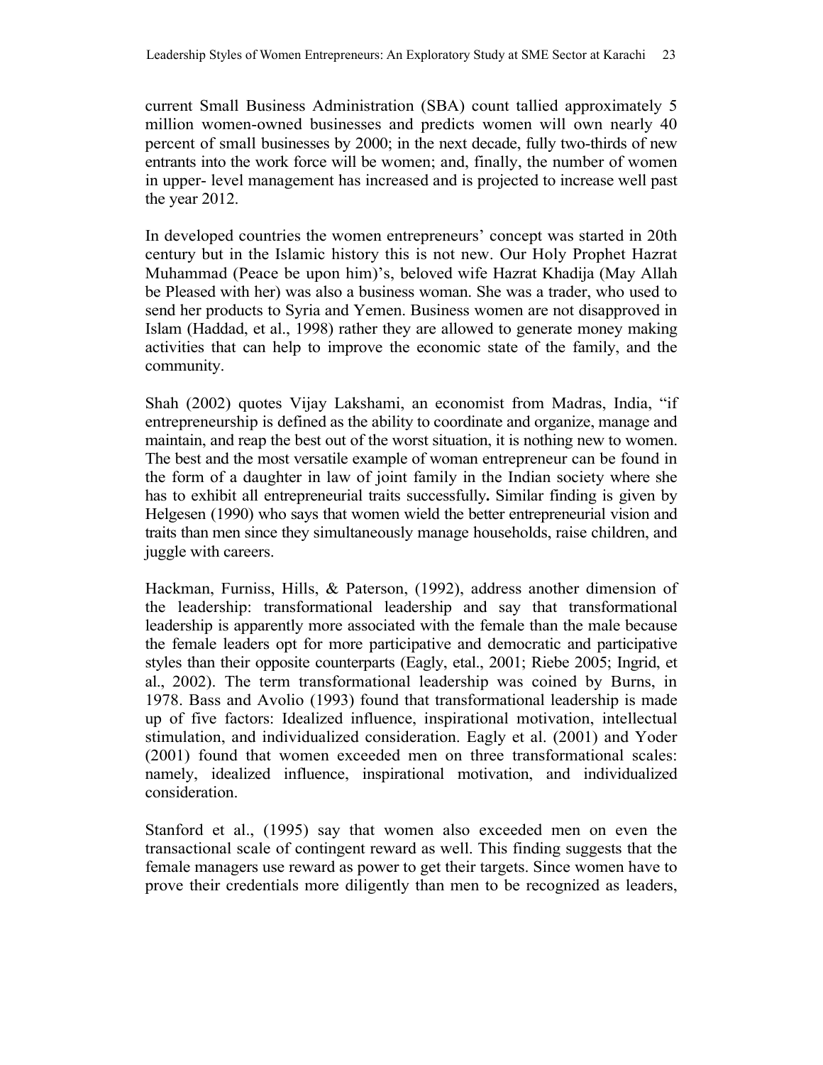current Small Business Administration (SBA) count tallied approximately 5 million women-owned businesses and predicts women will own nearly 40 percent of small businesses by 2000; in the next decade, fully two-thirds of new entrants into the work force will be women; and, finally, the number of women in upper- level management has increased and is projected to increase well past the year 2012.

In developed countries the women entrepreneurs' concept was started in 20th century but in the Islamic history this is not new. Our Holy Prophet Hazrat Muhammad (Peace be upon him)'s, beloved wife Hazrat Khadija (May Allah be Pleased with her) was also a business woman. She was a trader, who used to send her products to Syria and Yemen. Business women are not disapproved in Islam (Haddad, et al., 1998) rather they are allowed to generate money making activities that can help to improve the economic state of the family, and the community.

Shah (2002) quotes Vijay Lakshami, an economist from Madras, India, "if entrepreneurship is defined as the ability to coordinate and organize, manage and maintain, and reap the best out of the worst situation, it is nothing new to women. The best and the most versatile example of woman entrepreneur can be found in the form of a daughter in law of joint family in the Indian society where she has to exhibit all entrepreneurial traits successfully**.** Similar finding is given by Helgesen (1990) who says that women wield the better entrepreneurial vision and traits than men since they simultaneously manage households, raise children, and juggle with careers.

Hackman, Furniss, Hills, & Paterson, (1992), address another dimension of the leadership: transformational leadership and say that transformational leadership is apparently more associated with the female than the male because the female leaders opt for more participative and democratic and participative styles than their opposite counterparts (Eagly, etal., 2001; Riebe 2005; Ingrid, et al., 2002). The term transformational leadership was coined by Burns, in 1978. Bass and Avolio (1993) found that transformational leadership is made up of five factors: Idealized influence, inspirational motivation, intellectual stimulation, and individualized consideration. Eagly et al. (2001) and Yoder (2001) found that women exceeded men on three transformational scales: namely, idealized influence, inspirational motivation, and individualized consideration.

Stanford et al., (1995) say that women also exceeded men on even the transactional scale of contingent reward as well. This finding suggests that the female managers use reward as power to get their targets. Since women have to prove their credentials more diligently than men to be recognized as leaders,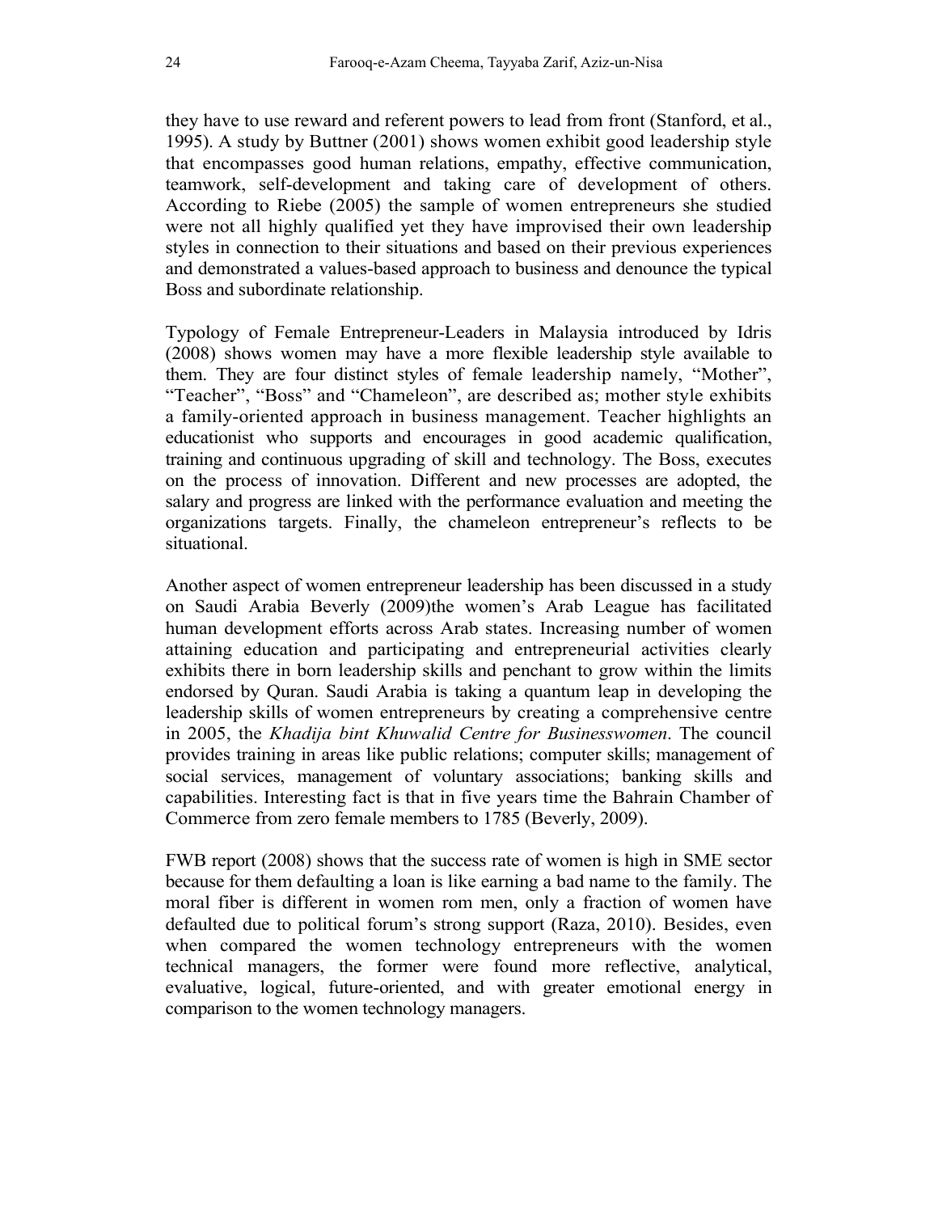they have to use reward and referent powers to lead from front (Stanford, et al., 1995). A study by Buttner (2001) shows women exhibit good leadership style that encompasses good human relations, empathy, effective communication, teamwork, self-development and taking care of development of others. According to Riebe (2005) the sample of women entrepreneurs she studied were not all highly qualified yet they have improvised their own leadership styles in connection to their situations and based on their previous experiences and demonstrated a values-based approach to business and denounce the typical Boss and subordinate relationship.

Typology of Female Entrepreneur-Leaders in Malaysia introduced by Idris (2008) shows women may have a more flexible leadership style available to them. They are four distinct styles of female leadership namely, "Mother", "Teacher", "Boss" and "Chameleon", are described as; mother style exhibits a family-oriented approach in business management. Teacher highlights an educationist who supports and encourages in good academic qualification, training and continuous upgrading of skill and technology. The Boss, executes on the process of innovation. Different and new processes are adopted, the salary and progress are linked with the performance evaluation and meeting the organizations targets. Finally, the chameleon entrepreneur's reflects to be situational.

Another aspect of women entrepreneur leadership has been discussed in a study on Saudi Arabia Beverly (2009)the women's Arab League has facilitated human development efforts across Arab states. Increasing number of women attaining education and participating and entrepreneurial activities clearly exhibits there in born leadership skills and penchant to grow within the limits endorsed by Quran. Saudi Arabia is taking a quantum leap in developing the leadership skills of women entrepreneurs by creating a comprehensive centre in 2005, the *Khadija bint Khuwalid Centre for Businesswomen*. The council provides training in areas like public relations; computer skills; management of social services, management of voluntary associations; banking skills and capabilities. Interesting fact is that in five years time the Bahrain Chamber of Commerce from zero female members to 1785 (Beverly, 2009).

FWB report (2008) shows that the success rate of women is high in SME sector because for them defaulting a loan is like earning a bad name to the family. The moral fiber is different in women rom men, only a fraction of women have defaulted due to political forum's strong support (Raza, 2010). Besides, even when compared the women technology entrepreneurs with the women technical managers, the former were found more reflective, analytical, evaluative, logical, future-oriented, and with greater emotional energy in comparison to the women technology managers.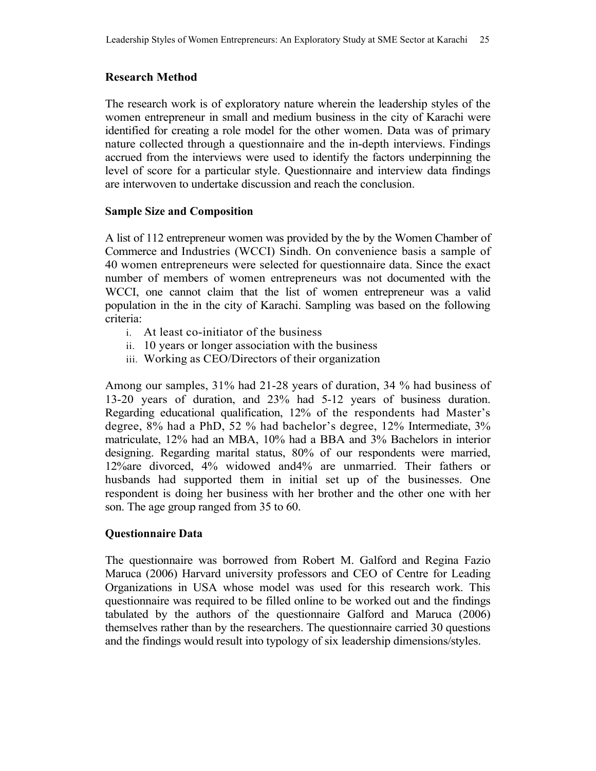## Research Method

The research work is of exploratory nature wherein the leadership styles of the women entrepreneur in small and medium business in the city of Karachi were identified for creating a role model for the other women. Data was of primary nature collected through a questionnaire and the in-depth interviews. Findings accrued from the interviews were used to identify the factors underpinning the level of score for a particular style. Questionnaire and interview data findings are interwoven to undertake discussion and reach the conclusion.

### Sample Size and Composition

A list of 112 entrepreneur women was provided by the by the Women Chamber of Commerce and Industries (WCCI) Sindh. On convenience basis a sample of 40 women entrepreneurs were selected for questionnaire data. Since the exact number of members of women entrepreneurs was not documented with the WCCI, one cannot claim that the list of women entrepreneur was a valid population in the in the city of Karachi. Sampling was based on the following criteria:

i. At least co-initiator of the business
ii. 10 years or longer association with the business
iii. Working as CEO/Directors of their organization

Among our samples, 31% had 21-28 years of duration, 34 % had business of 13-20 years of duration, and 23% had 5-12 years of business duration. Regarding educational qualification, 12% of the respondents had Master's degree, 8% had a PhD, 52 % had bachelor's degree, 12% Intermediate, 3% matriculate, 12% had an MBA, 10% had a BBA and 3% Bachelors in interior designing. Regarding marital status, 80% of our respondents were married, 12%are divorced, 4% widowed and4% are unmarried. Their fathers or husbands had supported them in initial set up of the businesses. One respondent is doing her business with her brother and the other one with her son. The age group ranged from 35 to 60.

### Questionnaire Data

The questionnaire was borrowed from Robert M. Galford and Regina Fazio Maruca (2006) Harvard university professors and CEO of Centre for Leading Organizations in USA whose model was used for this research work. This questionnaire was required to be filled online to be worked out and the findings tabulated by the authors of the questionnaire Galford and Maruca (2006) themselves rather than by the researchers. The questionnaire carried 30 questions and the findings would result into typology of six leadership dimensions/styles.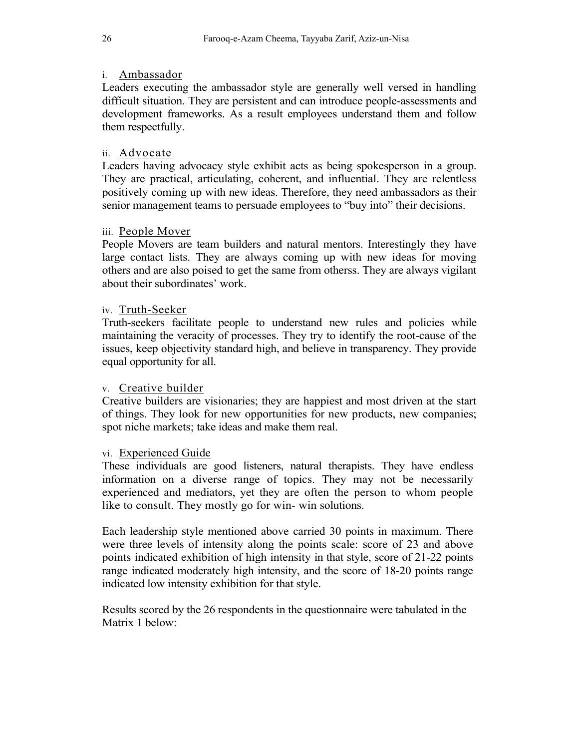i. <u>Ambassador</u>

Leaders executing the ambassador style are generally well versed in handling difficult situation. They are persistent and can introduce people-assessments and development frameworks. As a result employees understand them and follow them respectfully.

ii. <u>Advocate</u>

Leaders having advocacy style exhibit acts as being spokesperson in a group. They are practical, articulating, coherent, and influential. They are relentless positively coming up with new ideas. Therefore, they need ambassadors as their senior management teams to persuade employees to "buy into" their decisions.

iii. <u>People Mover</u>

People Movers are team builders and natural mentors. Interestingly they have large contact lists. They are always coming up with new ideas for moving others and are also poised to get the same from otherss. They are always vigilant about their subordinates' work.

iv. <u>Truth-Seeker</u>

Truth-seekers facilitate people to understand new rules and policies while maintaining the veracity of processes. They try to identify the root-cause of the issues, keep objectivity standard high, and believe in transparency. They provide equal opportunity for all.

v. <u>Creative builder</u>

Creative builders are visionaries; they are happiest and most driven at the start of things. They look for new opportunities for new products, new companies; spot niche markets; take ideas and make them real.

vi. <u>Experienced Guide</u>

These individuals are good listeners, natural therapists. They have endless information on a diverse range of topics. They may not be necessarily experienced and mediators, yet they are often the person to whom people like to consult. They mostly go for win- win solutions.

Each leadership style mentioned above carried 30 points in maximum. There were three levels of intensity along the points scale: score of 23 and above points indicated exhibition of high intensity in that style, score of 21-22 points range indicated moderately high intensity, and the score of 18-20 points range indicated low intensity exhibition for that style.

Results scored by the 26 respondents in the questionnaire were tabulated in the Matrix 1 below: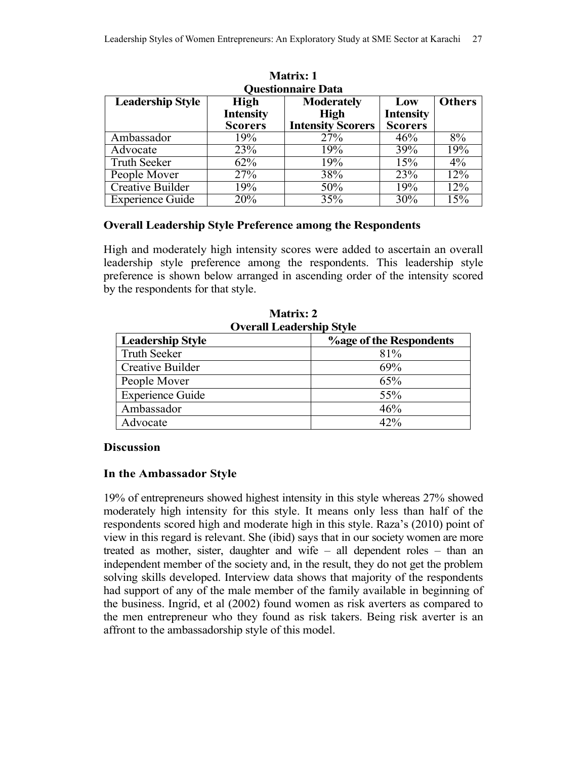**Matrix: 1**
**Questionnaire Data**

| Leadership Style | High Intensity Scorers | Moderately High Intensity Scorers | Low Intensity Scorers | Others |
|---|---|---|---|---|
| Ambassador | 19% | 27% | 46% | 8% |
| Advocate | 23% | 19% | 39% | 19% |
| Truth Seeker | 62% | 19% | 15% | 4% |
| People Mover | 27% | 38% | 23% | 12% |
| Creative Builder | 19% | 50% | 19% | 12% |
| Experience Guide | 20% | 35% | 30% | 15% |

### Overall Leadership Style Preference among the Respondents

High and moderately high intensity scores were added to ascertain an overall leadership style preference among the respondents. This leadership style preference is shown below arranged in ascending order of the intensity scored by the respondents for that style.

**Matrix: 2**
**Overall Leadership Style**

| Leadership Style | %age of the Respondents |
|---|---|
| Truth Seeker | 81% |
| Creative Builder | 69% |
| People Mover | 65% |
| Experience Guide | 55% |
| Ambassador | 46% |
| Advocate | 42% |

### Discussion

### In the Ambassador Style

19% of entrepreneurs showed highest intensity in this style whereas 27% showed moderately high intensity for this style. It means only less than half of the respondents scored high and moderate high in this style. Raza's (2010) point of view in this regard is relevant. She (ibid) says that in our society women are more treated as mother, sister, daughter and wife – all dependent roles – than an independent member of the society and, in the result, they do not get the problem solving skills developed. Interview data shows that majority of the respondents had support of any of the male member of the family available in beginning of the business. Ingrid, et al (2002) found women as risk averters as compared to the men entrepreneur who they found as risk takers. Being risk averter is an affront to the ambassadorship style of this model.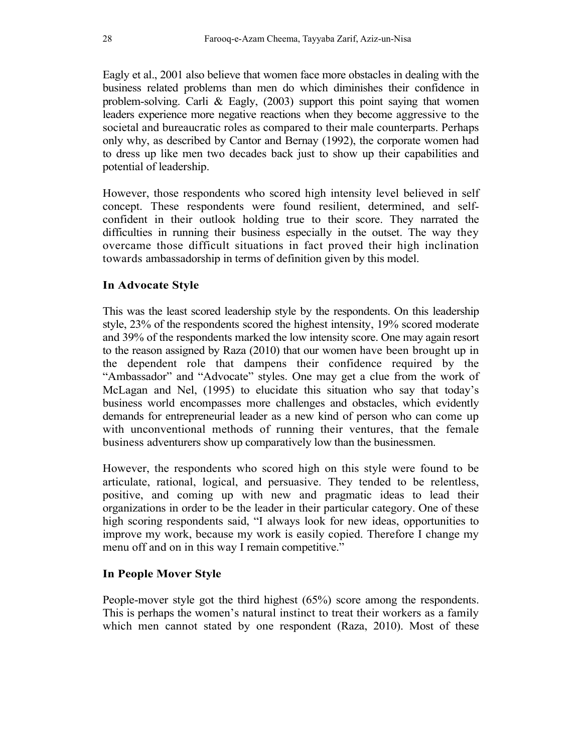Eagly et al., 2001 also believe that women face more obstacles in dealing with the business related problems than men do which diminishes their confidence in problem-solving. Carli & Eagly, (2003) support this point saying that women leaders experience more negative reactions when they become aggressive to the societal and bureaucratic roles as compared to their male counterparts. Perhaps only why, as described by Cantor and Bernay (1992), the corporate women had to dress up like men two decades back just to show up their capabilities and potential of leadership.

However, those respondents who scored high intensity level believed in self concept. These respondents were found resilient, determined, and self-confident in their outlook holding true to their score. They narrated the difficulties in running their business especially in the outset. The way they overcame those difficult situations in fact proved their high inclination towards ambassadorship in terms of definition given by this model.

### In Advocate Style

This was the least scored leadership style by the respondents. On this leadership style, 23% of the respondents scored the highest intensity, 19% scored moderate and 39% of the respondents marked the low intensity score. One may again resort to the reason assigned by Raza (2010) that our women have been brought up in the dependent role that dampens their confidence required by the "Ambassador" and "Advocate" styles. One may get a clue from the work of McLagan and Nel, (1995) to elucidate this situation who say that today's business world encompasses more challenges and obstacles, which evidently demands for entrepreneurial leader as a new kind of person who can come up with unconventional methods of running their ventures, that the female business adventurers show up comparatively low than the businessmen.

However, the respondents who scored high on this style were found to be articulate, rational, logical, and persuasive. They tended to be relentless, positive, and coming up with new and pragmatic ideas to lead their organizations in order to be the leader in their particular category. One of these high scoring respondents said, "I always look for new ideas, opportunities to improve my work, because my work is easily copied. Therefore I change my menu off and on in this way I remain competitive."

### In People Mover Style

People-mover style got the third highest (65%) score among the respondents. This is perhaps the women's natural instinct to treat their workers as a family which men cannot stated by one respondent (Raza, 2010). Most of these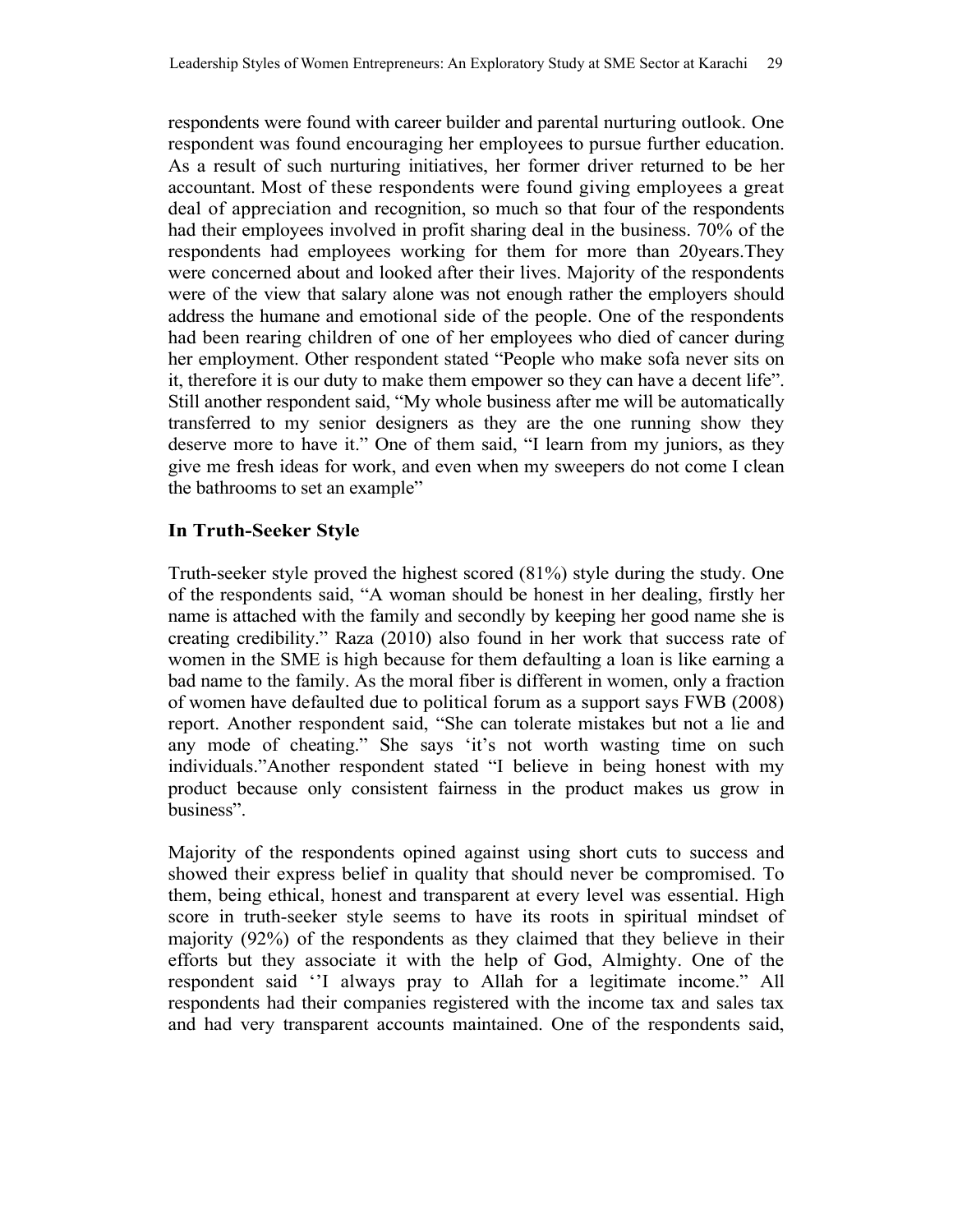respondents were found with career builder and parental nurturing outlook. One respondent was found encouraging her employees to pursue further education. As a result of such nurturing initiatives, her former driver returned to be her accountant. Most of these respondents were found giving employees a great deal of appreciation and recognition, so much so that four of the respondents had their employees involved in profit sharing deal in the business. 70% of the respondents had employees working for them for more than 20years.They were concerned about and looked after their lives. Majority of the respondents were of the view that salary alone was not enough rather the employers should address the humane and emotional side of the people. One of the respondents had been rearing children of one of her employees who died of cancer during her employment. Other respondent stated "People who make sofa never sits on it, therefore it is our duty to make them empower so they can have a decent life". Still another respondent said, "My whole business after me will be automatically transferred to my senior designers as they are the one running show they deserve more to have it." One of them said, "I learn from my juniors, as they give me fresh ideas for work, and even when my sweepers do not come I clean the bathrooms to set an example"

### In Truth-Seeker Style

Truth-seeker style proved the highest scored (81%) style during the study. One of the respondents said, "A woman should be honest in her dealing, firstly her name is attached with the family and secondly by keeping her good name she is creating credibility." Raza (2010) also found in her work that success rate of women in the SME is high because for them defaulting a loan is like earning a bad name to the family. As the moral fiber is different in women, only a fraction of women have defaulted due to political forum as a support says FWB (2008) report. Another respondent said, "She can tolerate mistakes but not a lie and any mode of cheating." She says 'it's not worth wasting time on such individuals."Another respondent stated "I believe in being honest with my product because only consistent fairness in the product makes us grow in business".

Majority of the respondents opined against using short cuts to success and showed their express belief in quality that should never be compromised. To them, being ethical, honest and transparent at every level was essential. High score in truth-seeker style seems to have its roots in spiritual mindset of majority (92%) of the respondents as they claimed that they believe in their efforts but they associate it with the help of God, Almighty. One of the respondent said ''I always pray to Allah for a legitimate income." All respondents had their companies registered with the income tax and sales tax and had very transparent accounts maintained. One of the respondents said,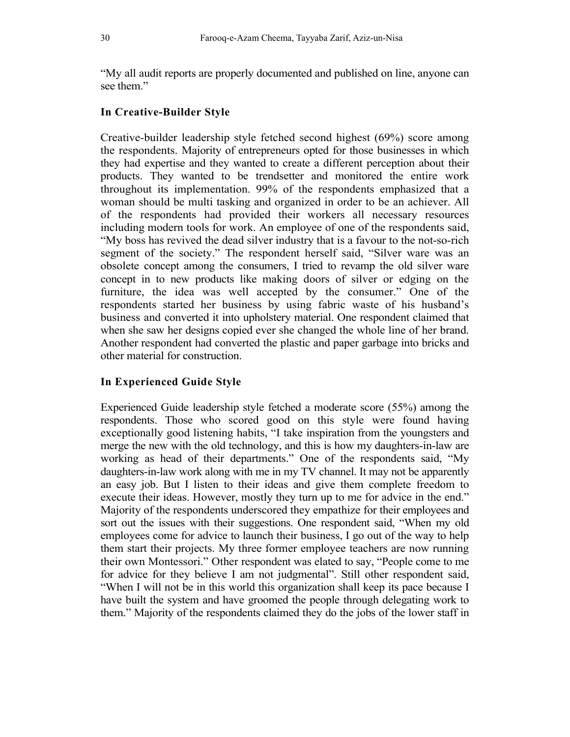"My all audit reports are properly documented and published on line, anyone can see them."

### In Creative-Builder Style

Creative-builder leadership style fetched second highest (69%) score among the respondents. Majority of entrepreneurs opted for those businesses in which they had expertise and they wanted to create a different perception about their products. They wanted to be trendsetter and monitored the entire work throughout its implementation. 99% of the respondents emphasized that a woman should be multi tasking and organized in order to be an achiever. All of the respondents had provided their workers all necessary resources including modern tools for work. An employee of one of the respondents said, "My boss has revived the dead silver industry that is a favour to the not-so-rich segment of the society." The respondent herself said, "Silver ware was an obsolete concept among the consumers, I tried to revamp the old silver ware concept in to new products like making doors of silver or edging on the furniture, the idea was well accepted by the consumer." One of the respondents started her business by using fabric waste of his husband's business and converted it into upholstery material. One respondent claimed that when she saw her designs copied ever she changed the whole line of her brand. Another respondent had converted the plastic and paper garbage into bricks and other material for construction.

### In Experienced Guide Style

Experienced Guide leadership style fetched a moderate score (55%) among the respondents. Those who scored good on this style were found having exceptionally good listening habits, "I take inspiration from the youngsters and merge the new with the old technology, and this is how my daughters-in-law are working as head of their departments." One of the respondents said, "My daughters-in-law work along with me in my TV channel. It may not be apparently an easy job. But I listen to their ideas and give them complete freedom to execute their ideas. However, mostly they turn up to me for advice in the end." Majority of the respondents underscored they empathize for their employees and sort out the issues with their suggestions. One respondent said, "When my old employees come for advice to launch their business, I go out of the way to help them start their projects. My three former employee teachers are now running their own Montessori." Other respondent was elated to say, "People come to me for advice for they believe I am not judgmental". Still other respondent said, "When I will not be in this world this organization shall keep its pace because I have built the system and have groomed the people through delegating work to them." Majority of the respondents claimed they do the jobs of the lower staff in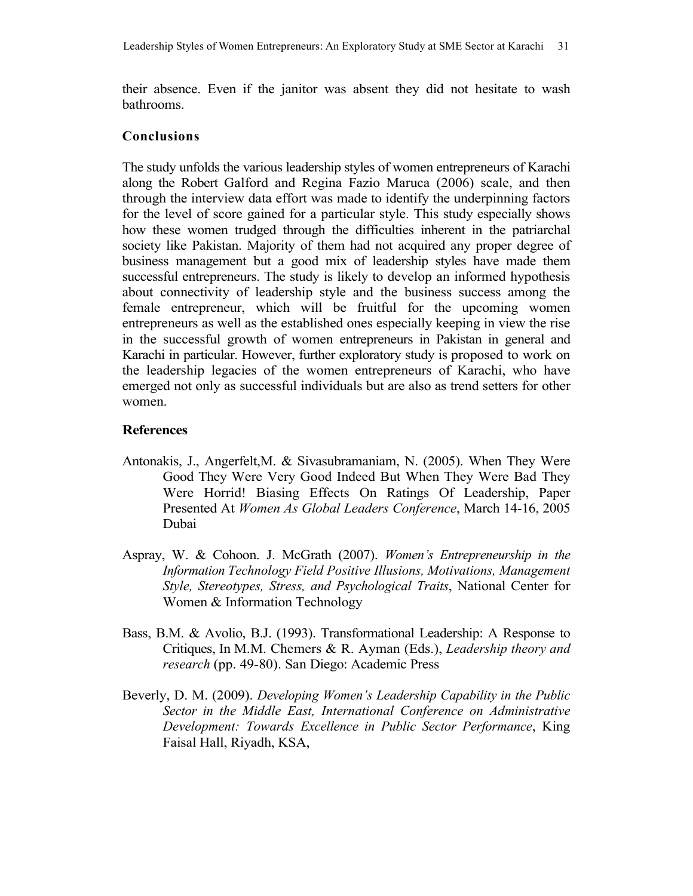their absence. Even if the janitor was absent they did not hesitate to wash bathrooms.

## Conclusions

The study unfolds the various leadership styles of women entrepreneurs of Karachi along the Robert Galford and Regina Fazio Maruca (2006) scale, and then through the interview data effort was made to identify the underpinning factors for the level of score gained for a particular style. This study especially shows how these women trudged through the difficulties inherent in the patriarchal society like Pakistan. Majority of them had not acquired any proper degree of business management but a good mix of leadership styles have made them successful entrepreneurs. The study is likely to develop an informed hypothesis about connectivity of leadership style and the business success among the female entrepreneur, which will be fruitful for the upcoming women entrepreneurs as well as the established ones especially keeping in view the rise in the successful growth of women entrepreneurs in Pakistan in general and Karachi in particular. However, further exploratory study is proposed to work on the leadership legacies of the women entrepreneurs of Karachi, who have emerged not only as successful individuals but are also as trend setters for other women.

## References

Antonakis, J., Angerfelt,M. & Sivasubramaniam, N. (2005). When They Were Good They Were Very Good Indeed But When They Were Bad They Were Horrid! Biasing Effects On Ratings Of Leadership, Paper Presented At *Women As Global Leaders Conference*, March 14-16, 2005 Dubai

Aspray, W. & Cohoon. J. McGrath (2007). *Women's Entrepreneurship in the Information Technology Field Positive Illusions, Motivations, Management Style, Stereotypes, Stress, and Psychological Traits*, National Center for Women & Information Technology

Bass, B.M. & Avolio, B.J. (1993). Transformational Leadership: A Response to Critiques, In M.M. Chemers & R. Ayman (Eds.), *Leadership theory and research* (pp. 49-80). San Diego: Academic Press

Beverly, D. M. (2009). *Developing Women's Leadership Capability in the Public Sector in the Middle East, International Conference on Administrative Development: Towards Excellence in Public Sector Performance*, King Faisal Hall, Riyadh, KSA,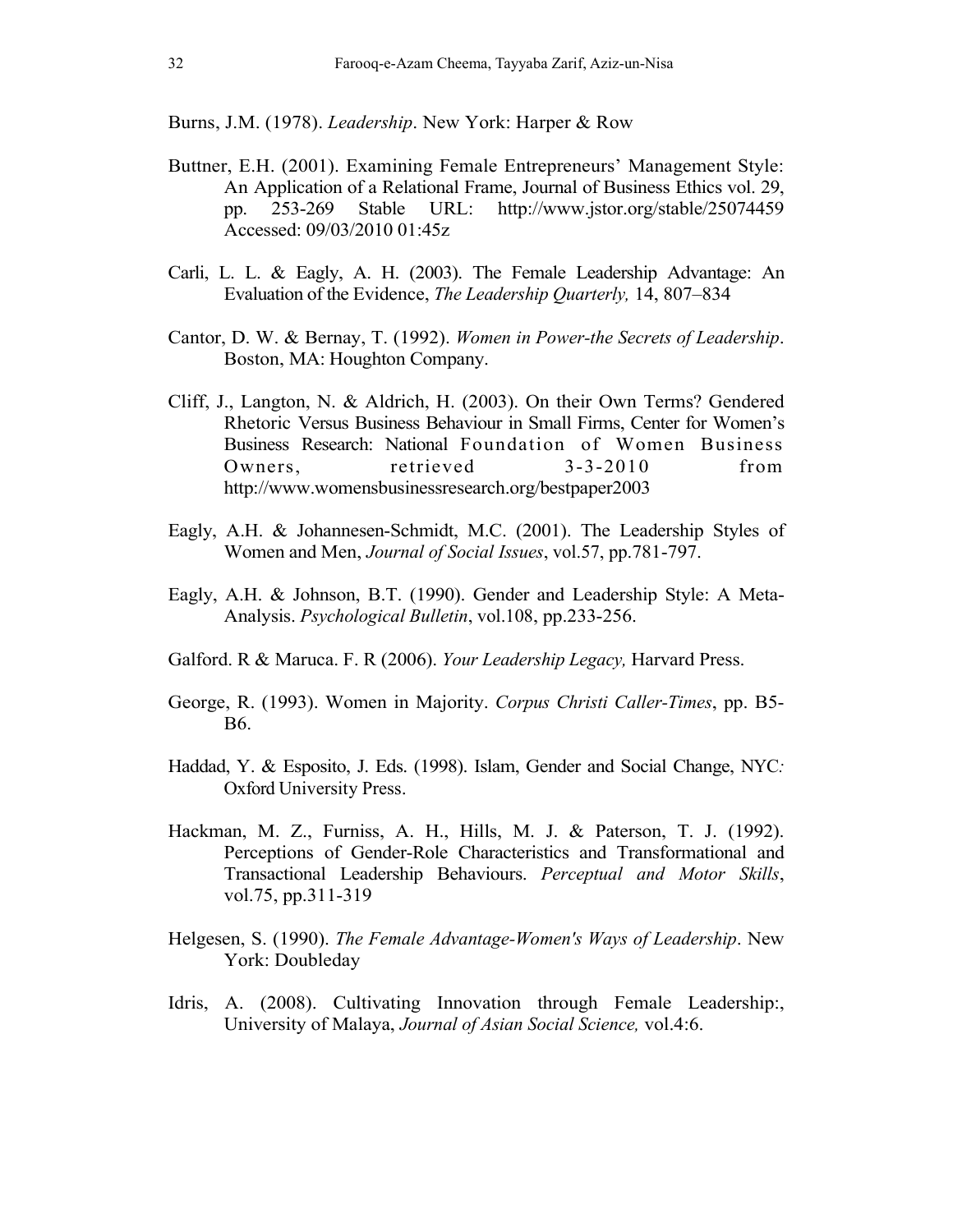Burns, J.M. (1978). *Leadership*. New York: Harper & Row

Buttner, E.H. (2001). Examining Female Entrepreneurs' Management Style: An Application of a Relational Frame, Journal of Business Ethics vol. 29, pp. 253-269 Stable URL: http://www.jstor.org/stable/25074459 Accessed: 09/03/2010 01:45z

Carli, L. L. & Eagly, A. H. (2003). The Female Leadership Advantage: An Evaluation of the Evidence, *The Leadership Quarterly,* 14, 807–834

Cantor, D. W. & Bernay, T. (1992). *Women in Power-the Secrets of Leadership*. Boston, MA: Houghton Company.

Cliff, J., Langton, N. & Aldrich, H. (2003). On their Own Terms? Gendered Rhetoric Versus Business Behaviour in Small Firms, Center for Women's Business Research: National Foundation of Women Business Owners, retrieved 3-3-2010 from http://www.womensbusinessresearch.org/bestpaper2003

Eagly, A.H. & Johannesen-Schmidt, M.C. (2001). The Leadership Styles of Women and Men, *Journal of Social Issues*, vol.57, pp.781-797.

Eagly, A.H. & Johnson, B.T. (1990). Gender and Leadership Style: A Meta-Analysis. *Psychological Bulletin*, vol.108, pp.233-256.

Galford. R & Maruca. F. R (2006). *Your Leadership Legacy,* Harvard Press.

George, R. (1993). Women in Majority. *Corpus Christi Caller-Times*, pp. B5-B6.

Haddad, Y. & Esposito, J. Eds. (1998). Islam, Gender and Social Change, NYC: Oxford University Press.

Hackman, M. Z., Furniss, A. H., Hills, M. J. & Paterson, T. J. (1992). Perceptions of Gender-Role Characteristics and Transformational and Transactional Leadership Behaviours. *Perceptual and Motor Skills*, vol.75, pp.311-319

Helgesen, S. (1990). *The Female Advantage-Women's Ways of Leadership*. New York: Doubleday

Idris, A. (2008). Cultivating Innovation through Female Leadership:, University of Malaya, *Journal of Asian Social Science,* vol.4:6.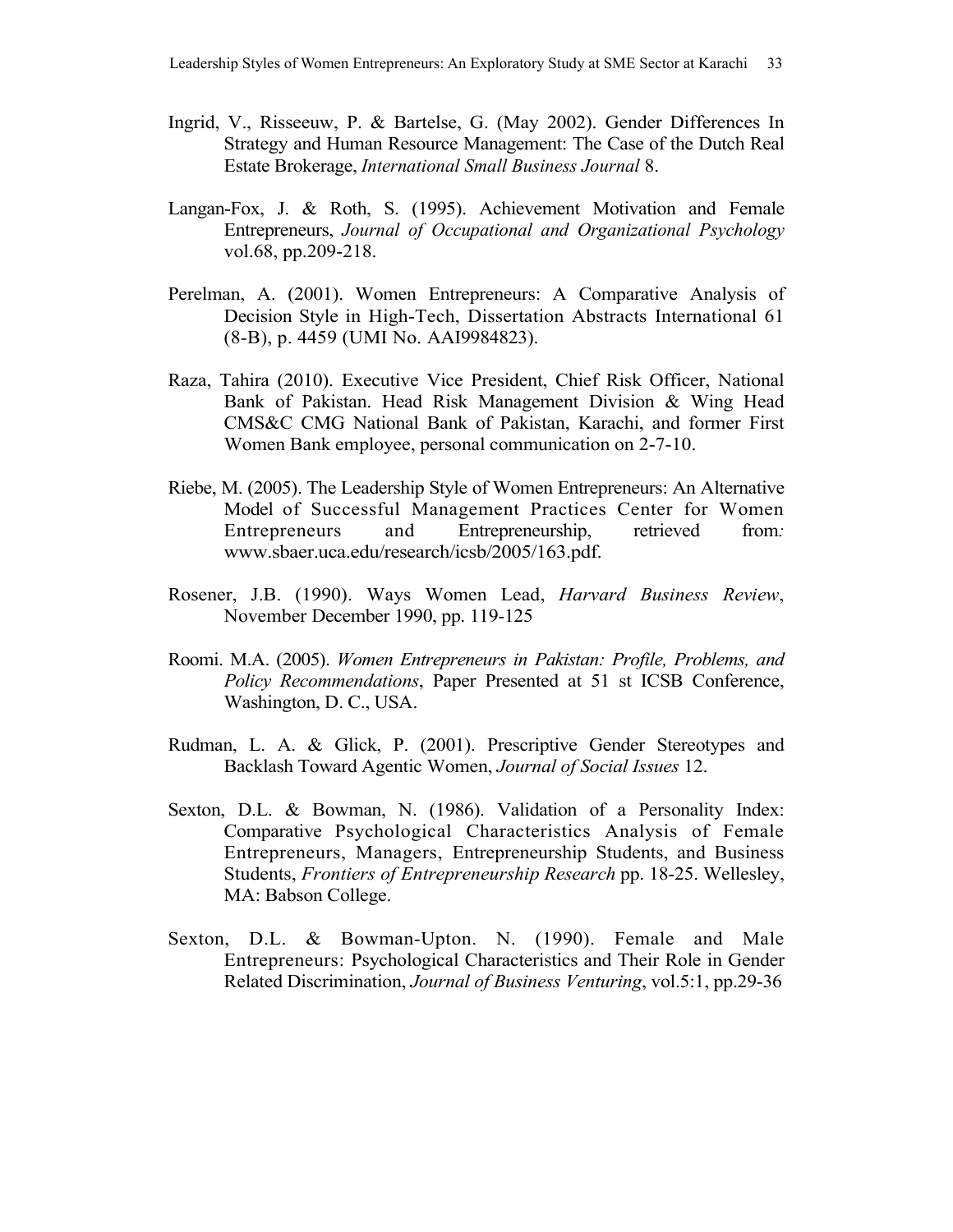Ingrid, V., Risseeuw, P. & Bartelse, G. (May 2002). Gender Differences In Strategy and Human Resource Management: The Case of the Dutch Real Estate Brokerage, *International Small Business Journal* 8.

Langan-Fox, J. & Roth, S. (1995). Achievement Motivation and Female Entrepreneurs, *Journal of Occupational and Organizational Psychology* vol.68, pp.209-218.

Perelman, A. (2001). Women Entrepreneurs: A Comparative Analysis of Decision Style in High-Tech, Dissertation Abstracts International 61 (8-B), p. 4459 (UMI No. AAI9984823).

Raza, Tahira (2010). Executive Vice President, Chief Risk Officer, National Bank of Pakistan. Head Risk Management Division & Wing Head CMS&C CMG National Bank of Pakistan, Karachi, and former First Women Bank employee, personal communication on 2-7-10.

Riebe, M. (2005). The Leadership Style of Women Entrepreneurs: An Alternative Model of Successful Management Practices Center for Women Entrepreneurs and Entrepreneurship, retrieved from: www.sbaer.uca.edu/research/icsb/2005/163.pdf.

Rosener, J.B. (1990). Ways Women Lead, *Harvard Business Review*, November December 1990, pp. 119-125

Roomi. M.A. (2005). *Women Entrepreneurs in Pakistan: Profile, Problems, and Policy Recommendations*, Paper Presented at 51 st ICSB Conference, Washington, D. C., USA.

Rudman, L. A. & Glick, P. (2001). Prescriptive Gender Stereotypes and Backlash Toward Agentic Women, *Journal of Social Issues* 12.

Sexton, D.L. & Bowman, N. (1986). Validation of a Personality Index: Comparative Psychological Characteristics Analysis of Female Entrepreneurs, Managers, Entrepreneurship Students, and Business Students, *Frontiers of Entrepreneurship Research* pp. 18-25. Wellesley, MA: Babson College.

Sexton, D.L. & Bowman-Upton. N. (1990). Female and Male Entrepreneurs: Psychological Characteristics and Their Role in Gender Related Discrimination, *Journal of Business Venturing*, vol.5:1, pp.29-36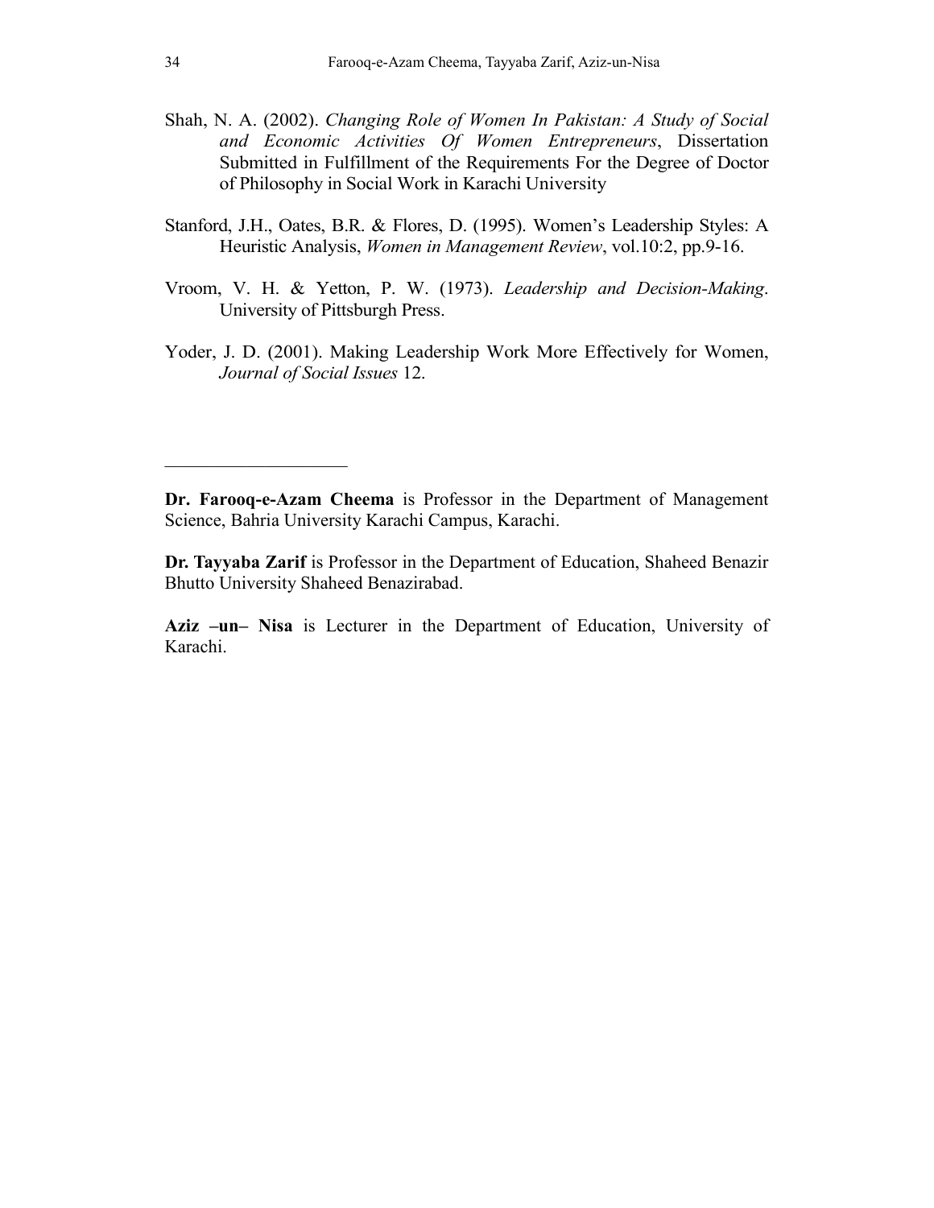Shah, N. A. (2002). *Changing Role of Women In Pakistan: A Study of Social and Economic Activities Of Women Entrepreneurs*, Dissertation Submitted in Fulfillment of the Requirements For the Degree of Doctor of Philosophy in Social Work in Karachi University

Stanford, J.H., Oates, B.R. & Flores, D. (1995). Women's Leadership Styles: A Heuristic Analysis, *Women in Management Review*, vol.10:2, pp.9-16.

Vroom, V. H. & Yetton, P. W. (1973). *Leadership and Decision-Making*. University of Pittsburgh Press.

Yoder, J. D. (2001). Making Leadership Work More Effectively for Women, *Journal of Social Issues* 12.

---

**Dr. Farooq-e-Azam Cheema** is Professor in the Department of Management Science, Bahria University Karachi Campus, Karachi.

**Dr. Tayyaba Zarif** is Professor in the Department of Education, Shaheed Benazir Bhutto University Shaheed Benazirabad.

**Aziz –un– Nisa** is Lecturer in the Department of Education, University of Karachi.